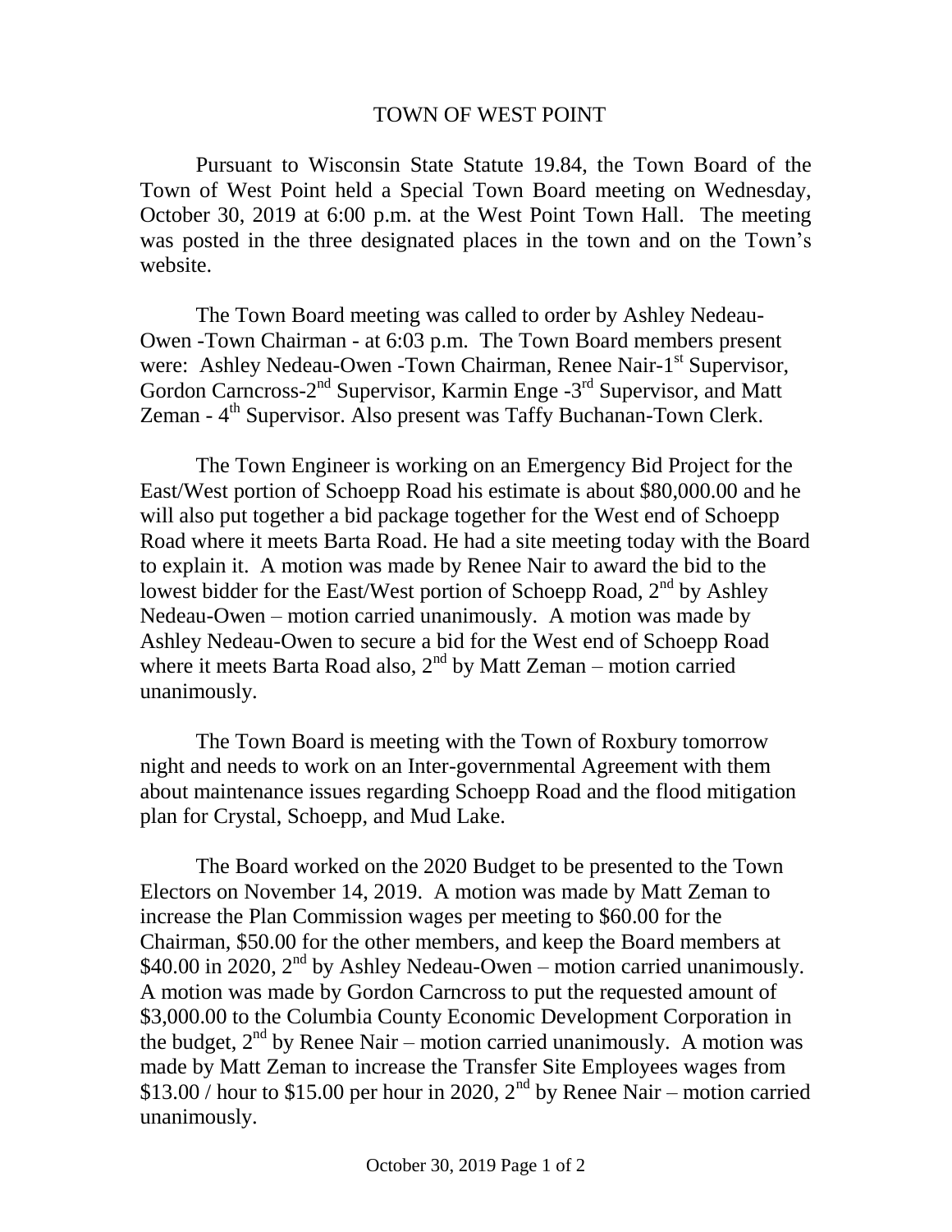# TOWN OF WEST POINT

Pursuant to Wisconsin State Statute 19.84, the Town Board of the Town of West Point held a Special Town Board meeting on Wednesday, October 30, 2019 at 6:00 p.m. at the West Point Town Hall. The meeting was posted in the three designated places in the town and on the Town's website.

The Town Board meeting was called to order by Ashley Nedeau-Owen -Town Chairman - at 6:03 p.m. The Town Board members present were: Ashley Nedeau-Owen -Town Chairman, Renee Nair-1st Supervisor, Gordon Carncross-2nd Supervisor, Karmin Enge -3rd Supervisor, and Matt Zeman - 4th Supervisor. Also present was Taffy Buchanan-Town Clerk.

The Town Engineer is working on an Emergency Bid Project for the East/West portion of Schoepp Road his estimate is about $80,000.00 and he will also put together a bid package together for the West end of Schoepp Road where it meets Barta Road. He had a site meeting today with the Board to explain it. A motion was made by Renee Nair to award the bid to the lowest bidder for the East/West portion of Schoepp Road, 2nd by Ashley Nedeau-Owen – motion carried unanimously. A motion was made by Ashley Nedeau-Owen to secure a bid for the West end of Schoepp Road where it meets Barta Road also, 2nd by Matt Zeman – motion carried unanimously.

The Town Board is meeting with the Town of Roxbury tomorrow night and needs to work on an Inter-governmental Agreement with them about maintenance issues regarding Schoepp Road and the flood mitigation plan for Crystal, Schoepp, and Mud Lake.

The Board worked on the 2020 Budget to be presented to the Town Electors on November 14, 2019. A motion was made by Matt Zeman to increase the Plan Commission wages per meeting to $60.00 for the Chairman, $50.00 for the other members, and keep the Board members at $40.00 in 2020, 2nd by Ashley Nedeau-Owen – motion carried unanimously. A motion was made by Gordon Carncross to put the requested amount of $3,000.00 to the Columbia County Economic Development Corporation in the budget, 2nd by Renee Nair – motion carried unanimously. A motion was made by Matt Zeman to increase the Transfer Site Employees wages from $13.00 / hour to $15.00 per hour in 2020, 2nd by Renee Nair – motion carried unanimously.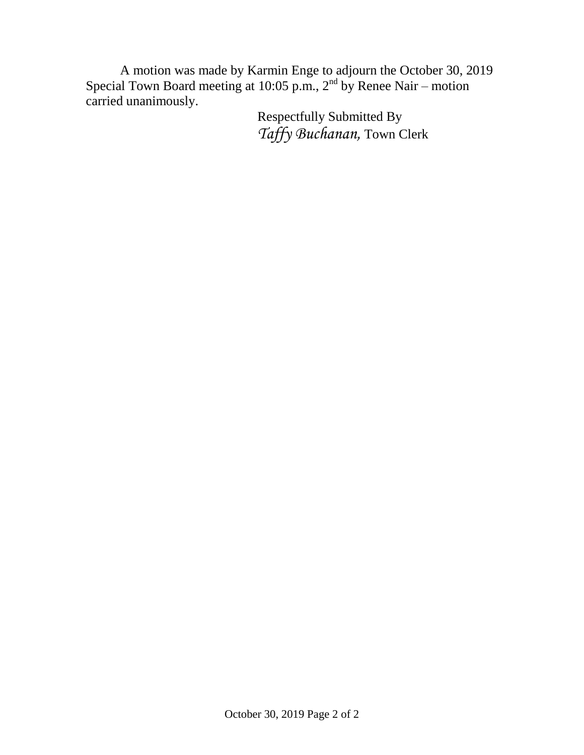A motion was made by Karmin Enge to adjourn the October 30, 2019 Special Town Board meeting at 10:05 p.m., 2nd by Renee Nair – motion carried unanimously.

Respectfully Submitted By
*Taffy Buchanan,* Town Clerk